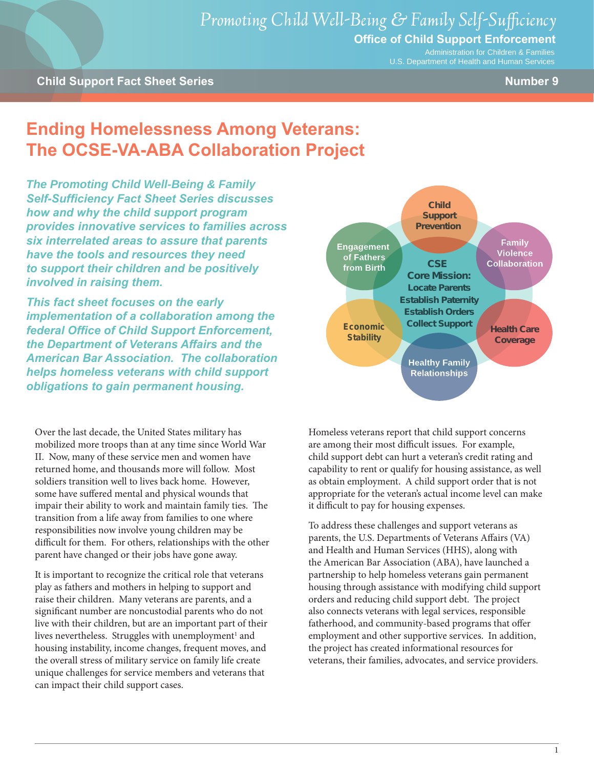Promoting Child Well-Being & Family Self-Sufficiency

**Office of Child Support Enforcement**

Administration for Children & Families
U.S. Department of Health and Human Services

**Child Support Fact Sheet Series** **Number 9**

# Ending Homelessness Among Veterans: The OCSE-VA-ABA Collaboration Project

***The Promoting Child Well-Being & Family Self-Sufficiency Fact Sheet Series discusses how and why the child support program provides innovative services to families across six interrelated areas to assure that parents have the tools and resources they need to support their children and be positively involved in raising them.***

***This fact sheet focuses on the early implementation of a collaboration among the federal Office of Child Support Enforcement, the Department of Veterans Affairs and the American Bar Association. The collaboration helps homeless veterans with child support obligations to gain permanent housing.***

CSE Core Mission: Locate Parents, Establish Paternity, Establish Orders, Collect Support

Child Support Prevention · Family Violence Collaboration · Health Care Coverage · Healthy Family Relationships · Economic Stability · Engagement of Fathers from Birth

Over the last decade, the United States military has mobilized more troops than at any time since World War II. Now, many of these service men and women have returned home, and thousands more will follow. Most soldiers transition well to lives back home. However, some have suffered mental and physical wounds that impair their ability to work and maintain family ties. The transition from a life away from families to one where responsibilities now involve young children may be difficult for them. For others, relationships with the other parent have changed or their jobs have gone away.

It is important to recognize the critical role that veterans play as fathers and mothers in helping to support and raise their children. Many veterans are parents, and a significant number are noncustodial parents who do not live with their children, but are an important part of their lives nevertheless. Struggles with unemployment[1] and housing instability, income changes, frequent moves, and the overall stress of military service on family life create unique challenges for service members and veterans that can impact their child support cases.

Homeless veterans report that child support concerns are among their most difficult issues. For example, child support debt can hurt a veteran's credit rating and capability to rent or qualify for housing assistance, as well as obtain employment. A child support order that is not appropriate for the veteran's actual income level can make it difficult to pay for housing expenses.

To address these challenges and support veterans as parents, the U.S. Departments of Veterans Affairs (VA) and Health and Human Services (HHS), along with the American Bar Association (ABA), have launched a partnership to help homeless veterans gain permanent housing through assistance with modifying child support orders and reducing child support debt. The project also connects veterans with legal services, responsible fatherhood, and community-based programs that offer employment and other supportive services. In addition, the project has created informational resources for veterans, their families, advocates, and service providers.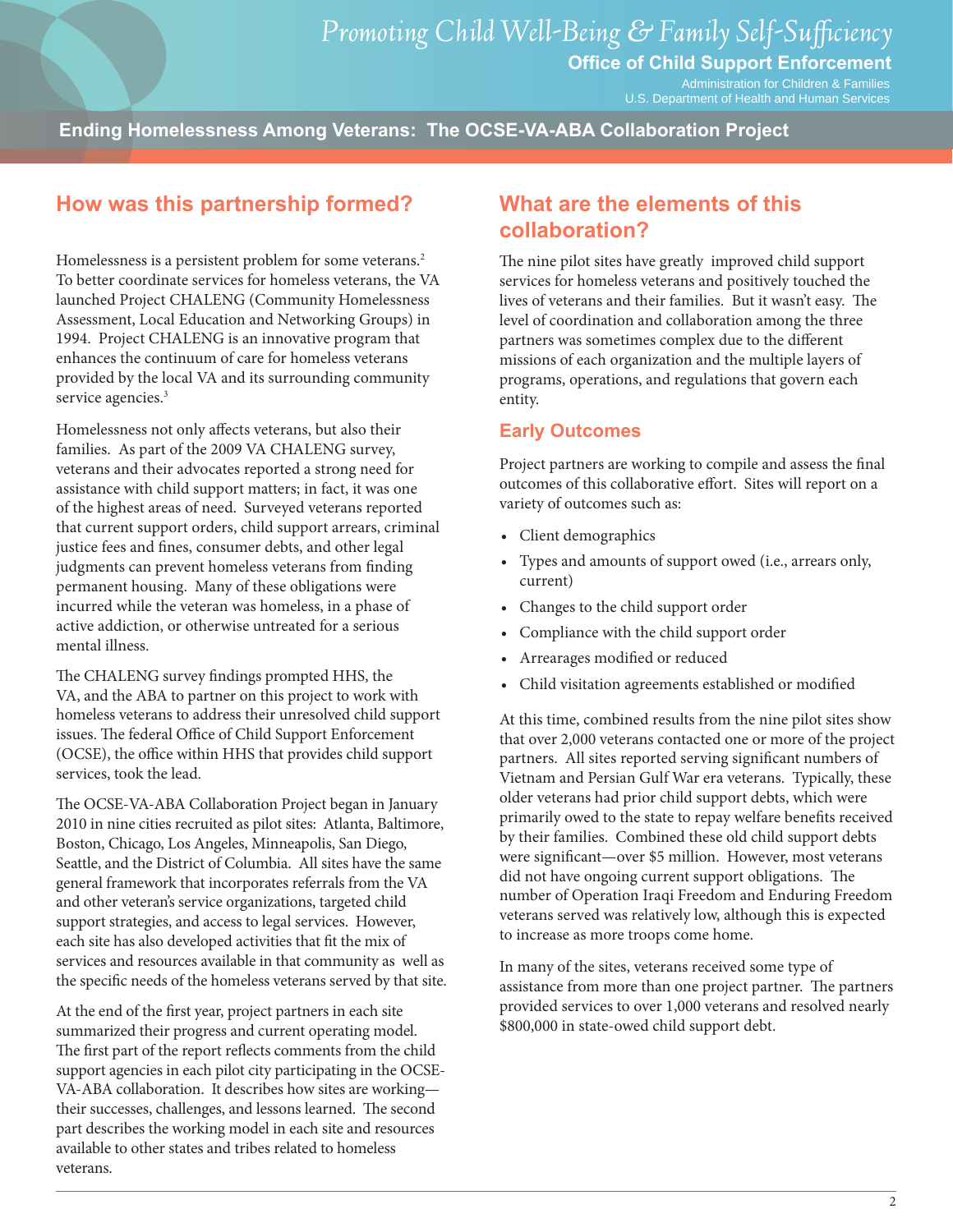## How was this partnership formed?

Homelessness is a persistent problem for some veterans.[2] To better coordinate services for homeless veterans, the VA launched Project CHALENG (Community Homelessness Assessment, Local Education and Networking Groups) in 1994. Project CHALENG is an innovative program that enhances the continuum of care for homeless veterans provided by the local VA and its surrounding community service agencies.[3]

Homelessness not only affects veterans, but also their families. As part of the 2009 VA CHALENG survey, veterans and their advocates reported a strong need for assistance with child support matters; in fact, it was one of the highest areas of need. Surveyed veterans reported that current support orders, child support arrears, criminal justice fees and fines, consumer debts, and other legal judgments can prevent homeless veterans from finding permanent housing. Many of these obligations were incurred while the veteran was homeless, in a phase of active addiction, or otherwise untreated for a serious mental illness.

The CHALENG survey findings prompted HHS, the VA, and the ABA to partner on this project to work with homeless veterans to address their unresolved child support issues. The federal Office of Child Support Enforcement (OCSE), the office within HHS that provides child support services, took the lead.

The OCSE-VA-ABA Collaboration Project began in January 2010 in nine cities recruited as pilot sites: Atlanta, Baltimore, Boston, Chicago, Los Angeles, Minneapolis, San Diego, Seattle, and the District of Columbia. All sites have the same general framework that incorporates referrals from the VA and other veteran's service organizations, targeted child support strategies, and access to legal services. However, each site has also developed activities that fit the mix of services and resources available in that community as well as the specific needs of the homeless veterans served by that site.

At the end of the first year, project partners in each site summarized their progress and current operating model. The first part of the report reflects comments from the child support agencies in each pilot city participating in the OCSE-VA-ABA collaboration. It describes how sites are working—their successes, challenges, and lessons learned. The second part describes the working model in each site and resources available to other states and tribes related to homeless veterans.

## What are the elements of this collaboration?

The nine pilot sites have greatly improved child support services for homeless veterans and positively touched the lives of veterans and their families. But it wasn't easy. The level of coordination and collaboration among the three partners was sometimes complex due to the different missions of each organization and the multiple layers of programs, operations, and regulations that govern each entity.

### Early Outcomes

Project partners are working to compile and assess the final outcomes of this collaborative effort. Sites will report on a variety of outcomes such as:

- Client demographics
- Types and amounts of support owed (i.e., arrears only, current)
- Changes to the child support order
- Compliance with the child support order
- Arrearages modified or reduced
- Child visitation agreements established or modified

At this time, combined results from the nine pilot sites show that over 2,000 veterans contacted one or more of the project partners. All sites reported serving significant numbers of Vietnam and Persian Gulf War era veterans. Typically, these older veterans had prior child support debts, which were primarily owed to the state to repay welfare benefits received by their families. Combined these old child support debts were significant—over $5 million. However, most veterans did not have ongoing current support obligations. The number of Operation Iraqi Freedom and Enduring Freedom veterans served was relatively low, although this is expected to increase as more troops come home.

In many of the sites, veterans received some type of assistance from more than one project partner. The partners provided services to over 1,000 veterans and resolved nearly $800,000 in state-owed child support debt.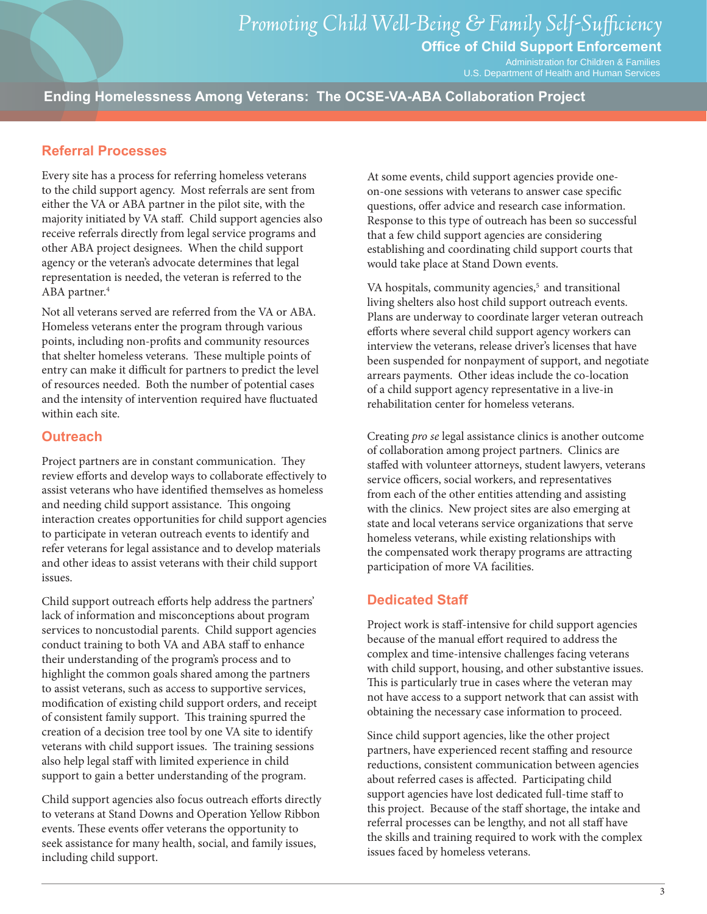## Referral Processes

Every site has a process for referring homeless veterans to the child support agency. Most referrals are sent from either the VA or ABA partner in the pilot site, with the majority initiated by VA staff. Child support agencies also receive referrals directly from legal service programs and other ABA project designees. When the child support agency or the veteran's advocate determines that legal representation is needed, the veteran is referred to the ABA partner.[4]

Not all veterans served are referred from the VA or ABA. Homeless veterans enter the program through various points, including non-profits and community resources that shelter homeless veterans. These multiple points of entry can make it difficult for partners to predict the level of resources needed. Both the number of potential cases and the intensity of intervention required have fluctuated within each site.

## Outreach

Project partners are in constant communication. They review efforts and develop ways to collaborate effectively to assist veterans who have identified themselves as homeless and needing child support assistance. This ongoing interaction creates opportunities for child support agencies to participate in veteran outreach events to identify and refer veterans for legal assistance and to develop materials and other ideas to assist veterans with their child support issues.

Child support outreach efforts help address the partners' lack of information and misconceptions about program services to noncustodial parents. Child support agencies conduct training to both VA and ABA staff to enhance their understanding of the program's process and to highlight the common goals shared among the partners to assist veterans, such as access to supportive services, modification of existing child support orders, and receipt of consistent family support. This training spurred the creation of a decision tree tool by one VA site to identify veterans with child support issues. The training sessions also help legal staff with limited experience in child support to gain a better understanding of the program.

Child support agencies also focus outreach efforts directly to veterans at Stand Downs and Operation Yellow Ribbon events. These events offer veterans the opportunity to seek assistance for many health, social, and family issues, including child support.

At some events, child support agencies provide one-on-one sessions with veterans to answer case specific questions, offer advice and research case information. Response to this type of outreach has been so successful that a few child support agencies are considering establishing and coordinating child support courts that would take place at Stand Down events.

VA hospitals, community agencies,[5] and transitional living shelters also host child support outreach events. Plans are underway to coordinate larger veteran outreach efforts where several child support agency workers can interview the veterans, release driver's licenses that have been suspended for nonpayment of support, and negotiate arrears payments. Other ideas include the co-location of a child support agency representative in a live-in rehabilitation center for homeless veterans.

Creating *pro se* legal assistance clinics is another outcome of collaboration among project partners. Clinics are staffed with volunteer attorneys, student lawyers, veterans service officers, social workers, and representatives from each of the other entities attending and assisting with the clinics. New project sites are also emerging at state and local veterans service organizations that serve homeless veterans, while existing relationships with the compensated work therapy programs are attracting participation of more VA facilities.

## Dedicated Staff

Project work is staff-intensive for child support agencies because of the manual effort required to address the complex and time-intensive challenges facing veterans with child support, housing, and other substantive issues. This is particularly true in cases where the veteran may not have access to a support network that can assist with obtaining the necessary case information to proceed.

Since child support agencies, like the other project partners, have experienced recent staffing and resource reductions, consistent communication between agencies about referred cases is affected. Participating child support agencies have lost dedicated full-time staff to this project. Because of the staff shortage, the intake and referral processes can be lengthy, and not all staff have the skills and training required to work with the complex issues faced by homeless veterans.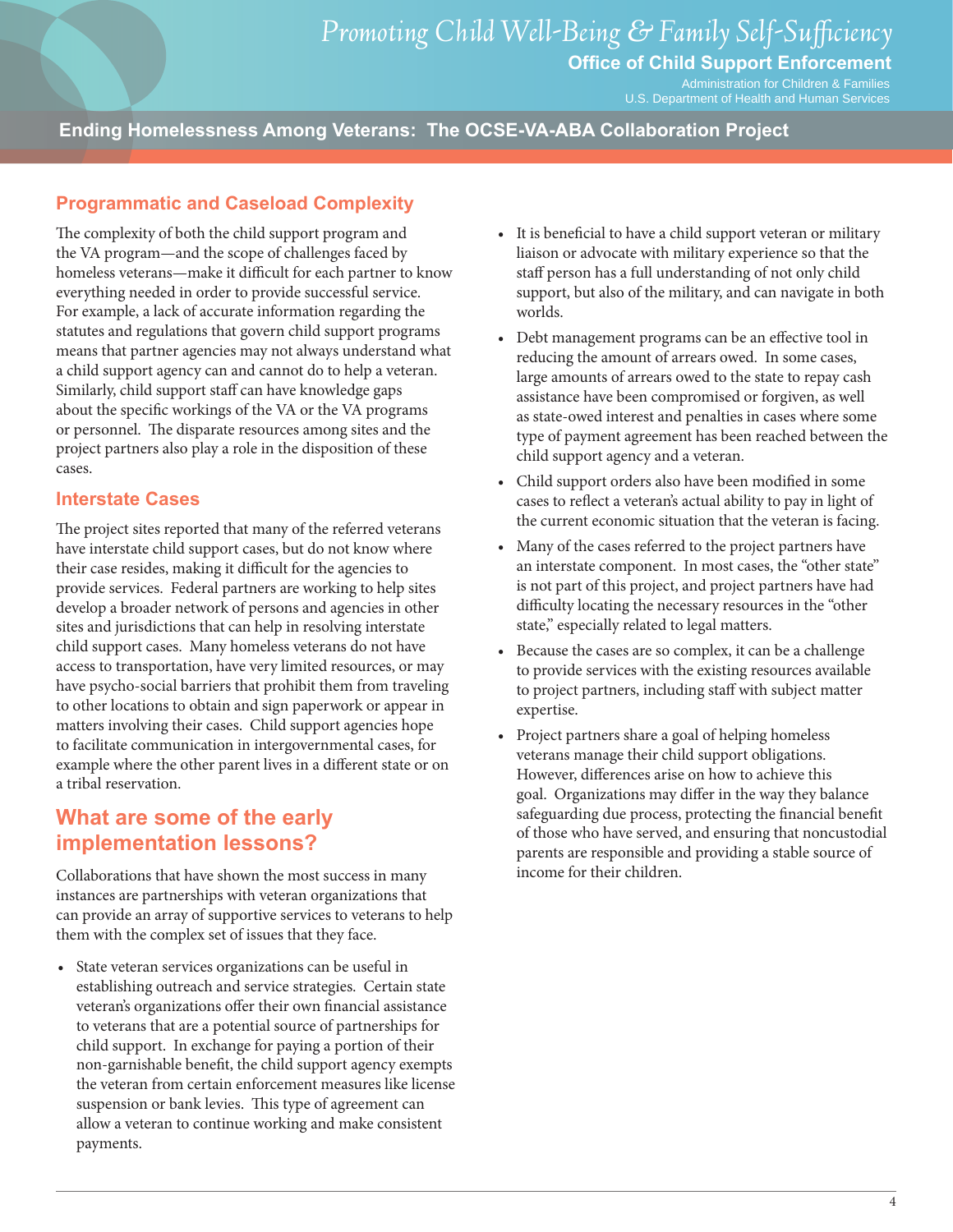## Programmatic and Caseload Complexity

The complexity of both the child support program and the VA program—and the scope of challenges faced by homeless veterans—make it difficult for each partner to know everything needed in order to provide successful service. For example, a lack of accurate information regarding the statutes and regulations that govern child support programs means that partner agencies may not always understand what a child support agency can and cannot do to help a veteran. Similarly, child support staff can have knowledge gaps about the specific workings of the VA or the VA programs or personnel. The disparate resources among sites and the project partners also play a role in the disposition of these cases.

## Interstate Cases

The project sites reported that many of the referred veterans have interstate child support cases, but do not know where their case resides, making it difficult for the agencies to provide services. Federal partners are working to help sites develop a broader network of persons and agencies in other sites and jurisdictions that can help in resolving interstate child support cases. Many homeless veterans do not have access to transportation, have very limited resources, or may have psycho-social barriers that prohibit them from traveling to other locations to obtain and sign paperwork or appear in matters involving their cases. Child support agencies hope to facilitate communication in intergovernmental cases, for example where the other parent lives in a different state or on a tribal reservation.

# What are some of the early implementation lessons?

Collaborations that have shown the most success in many instances are partnerships with veteran organizations that can provide an array of supportive services to veterans to help them with the complex set of issues that they face.

- State veteran services organizations can be useful in establishing outreach and service strategies. Certain state veteran's organizations offer their own financial assistance to veterans that are a potential source of partnerships for child support. In exchange for paying a portion of their non-garnishable benefit, the child support agency exempts the veteran from certain enforcement measures like license suspension or bank levies. This type of agreement can allow a veteran to continue working and make consistent payments.
- It is beneficial to have a child support veteran or military liaison or advocate with military experience so that the staff person has a full understanding of not only child support, but also of the military, and can navigate in both worlds.
- Debt management programs can be an effective tool in reducing the amount of arrears owed. In some cases, large amounts of arrears owed to the state to repay cash assistance have been compromised or forgiven, as well as state-owed interest and penalties in cases where some type of payment agreement has been reached between the child support agency and a veteran.
- Child support orders also have been modified in some cases to reflect a veteran's actual ability to pay in light of the current economic situation that the veteran is facing.
- Many of the cases referred to the project partners have an interstate component. In most cases, the "other state" is not part of this project, and project partners have had difficulty locating the necessary resources in the "other state," especially related to legal matters.
- Because the cases are so complex, it can be a challenge to provide services with the existing resources available to project partners, including staff with subject matter expertise.
- Project partners share a goal of helping homeless veterans manage their child support obligations. However, differences arise on how to achieve this goal. Organizations may differ in the way they balance safeguarding due process, protecting the financial benefit of those who have served, and ensuring that noncustodial parents are responsible and providing a stable source of income for their children.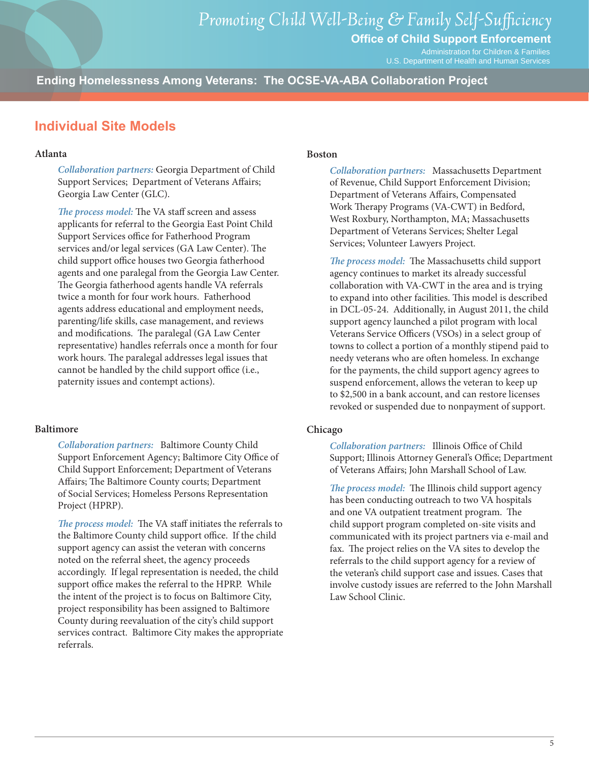## Individual Site Models

### Atlanta

*Collaboration partners:* Georgia Department of Child Support Services; Department of Veterans Affairs; Georgia Law Center (GLC).

*The process model:* The VA staff screen and assess applicants for referral to the Georgia East Point Child Support Services office for Fatherhood Program services and/or legal services (GA Law Center). The child support office houses two Georgia fatherhood agents and one paralegal from the Georgia Law Center. The Georgia fatherhood agents handle VA referrals twice a month for four work hours. Fatherhood agents address educational and employment needs, parenting/life skills, case management, and reviews and modifications. The paralegal (GA Law Center representative) handles referrals once a month for four work hours. The paralegal addresses legal issues that cannot be handled by the child support office (i.e., paternity issues and contempt actions).

### Baltimore

*Collaboration partners:* Baltimore County Child Support Enforcement Agency; Baltimore City Office of Child Support Enforcement; Department of Veterans Affairs; The Baltimore County courts; Department of Social Services; Homeless Persons Representation Project (HPRP).

*The process model:* The VA staff initiates the referrals to the Baltimore County child support office. If the child support agency can assist the veteran with concerns noted on the referral sheet, the agency proceeds accordingly. If legal representation is needed, the child support office makes the referral to the HPRP. While the intent of the project is to focus on Baltimore City, project responsibility has been assigned to Baltimore County during reevaluation of the city's child support services contract. Baltimore City makes the appropriate referrals.

### Boston

*Collaboration partners:* Massachusetts Department of Revenue, Child Support Enforcement Division; Department of Veterans Affairs, Compensated Work Therapy Programs (VA-CWT) in Bedford, West Roxbury, Northampton, MA; Massachusetts Department of Veterans Services; Shelter Legal Services; Volunteer Lawyers Project.

*The process model:* The Massachusetts child support agency continues to market its already successful collaboration with VA-CWT in the area and is trying to expand into other facilities. This model is described in DCL-05-24. Additionally, in August 2011, the child support agency launched a pilot program with local Veterans Service Officers (VSOs) in a select group of towns to collect a portion of a monthly stipend paid to needy veterans who are often homeless. In exchange for the payments, the child support agency agrees to suspend enforcement, allows the veteran to keep up to $2,500 in a bank account, and can restore licenses revoked or suspended due to nonpayment of support.

### Chicago

*Collaboration partners:* Illinois Office of Child Support; Illinois Attorney General's Office; Department of Veterans Affairs; John Marshall School of Law.

*The process model:* The Illinois child support agency has been conducting outreach to two VA hospitals and one VA outpatient treatment program. The child support program completed on-site visits and communicated with its project partners via e-mail and fax. The project relies on the VA sites to develop the referrals to the child support agency for a review of the veteran's child support case and issues. Cases that involve custody issues are referred to the John Marshall Law School Clinic.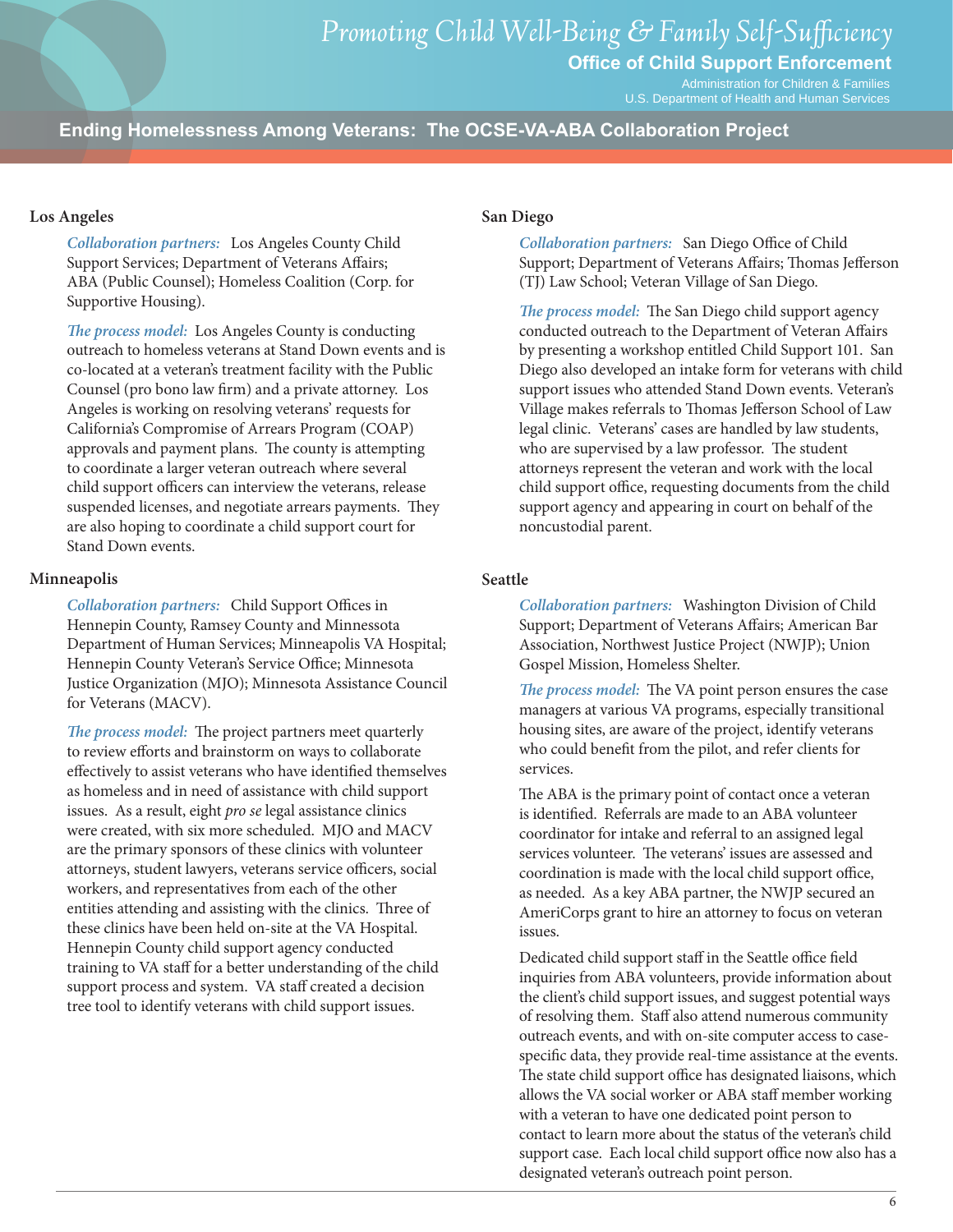## Los Angeles

*Collaboration partners:* Los Angeles County Child Support Services; Department of Veterans Affairs; ABA (Public Counsel); Homeless Coalition (Corp. for Supportive Housing).

*The process model:* Los Angeles County is conducting outreach to homeless veterans at Stand Down events and is co-located at a veteran's treatment facility with the Public Counsel (pro bono law firm) and a private attorney. Los Angeles is working on resolving veterans' requests for California's Compromise of Arrears Program (COAP) approvals and payment plans. The county is attempting to coordinate a larger veteran outreach where several child support officers can interview the veterans, release suspended licenses, and negotiate arrears payments. They are also hoping to coordinate a child support court for Stand Down events.

## Minneapolis

*Collaboration partners:* Child Support Offices in Hennepin County, Ramsey County and Minnesota Department of Human Services; Minneapolis VA Hospital; Hennepin County Veteran's Service Office; Minnesota Justice Organization (MJO); Minnesota Assistance Council for Veterans (MACV).

*The process model:* The project partners meet quarterly to review efforts and brainstorm on ways to collaborate effectively to assist veterans who have identified themselves as homeless and in need of assistance with child support issues. As a result, eight *pro se* legal assistance clinics were created, with six more scheduled. MJO and MACV are the primary sponsors of these clinics with volunteer attorneys, student lawyers, veterans service officers, social workers, and representatives from each of the other entities attending and assisting with the clinics. Three of these clinics have been held on-site at the VA Hospital. Hennepin County child support agency conducted training to VA staff for a better understanding of the child support process and system. VA staff created a decision tree tool to identify veterans with child support issues.

## San Diego

*Collaboration partners:* San Diego Office of Child Support; Department of Veterans Affairs; Thomas Jefferson (TJ) Law School; Veteran Village of San Diego.

*The process model:* The San Diego child support agency conducted outreach to the Department of Veteran Affairs by presenting a workshop entitled Child Support 101. San Diego also developed an intake form for veterans with child support issues who attended Stand Down events. Veteran's Village makes referrals to Thomas Jefferson School of Law legal clinic. Veterans' cases are handled by law students, who are supervised by a law professor. The student attorneys represent the veteran and work with the local child support office, requesting documents from the child support agency and appearing in court on behalf of the noncustodial parent.

## Seattle

*Collaboration partners:* Washington Division of Child Support; Department of Veterans Affairs; American Bar Association, Northwest Justice Project (NWJP); Union Gospel Mission, Homeless Shelter.

*The process model:* The VA point person ensures the case managers at various VA programs, especially transitional housing sites, are aware of the project, identify veterans who could benefit from the pilot, and refer clients for services.

The ABA is the primary point of contact once a veteran is identified. Referrals are made to an ABA volunteer coordinator for intake and referral to an assigned legal services volunteer. The veterans' issues are assessed and coordination is made with the local child support office, as needed. As a key ABA partner, the NWJP secured an AmeriCorps grant to hire an attorney to focus on veteran issues.

Dedicated child support staff in the Seattle office field inquiries from ABA volunteers, provide information about the client's child support issues, and suggest potential ways of resolving them. Staff also attend numerous community outreach events, and with on-site computer access to case-specific data, they provide real-time assistance at the events. The state child support office has designated liaisons, which allows the VA social worker or ABA staff member working with a veteran to have one dedicated point person to contact to learn more about the status of the veteran's child support case. Each local child support office now also has a designated veteran's outreach point person.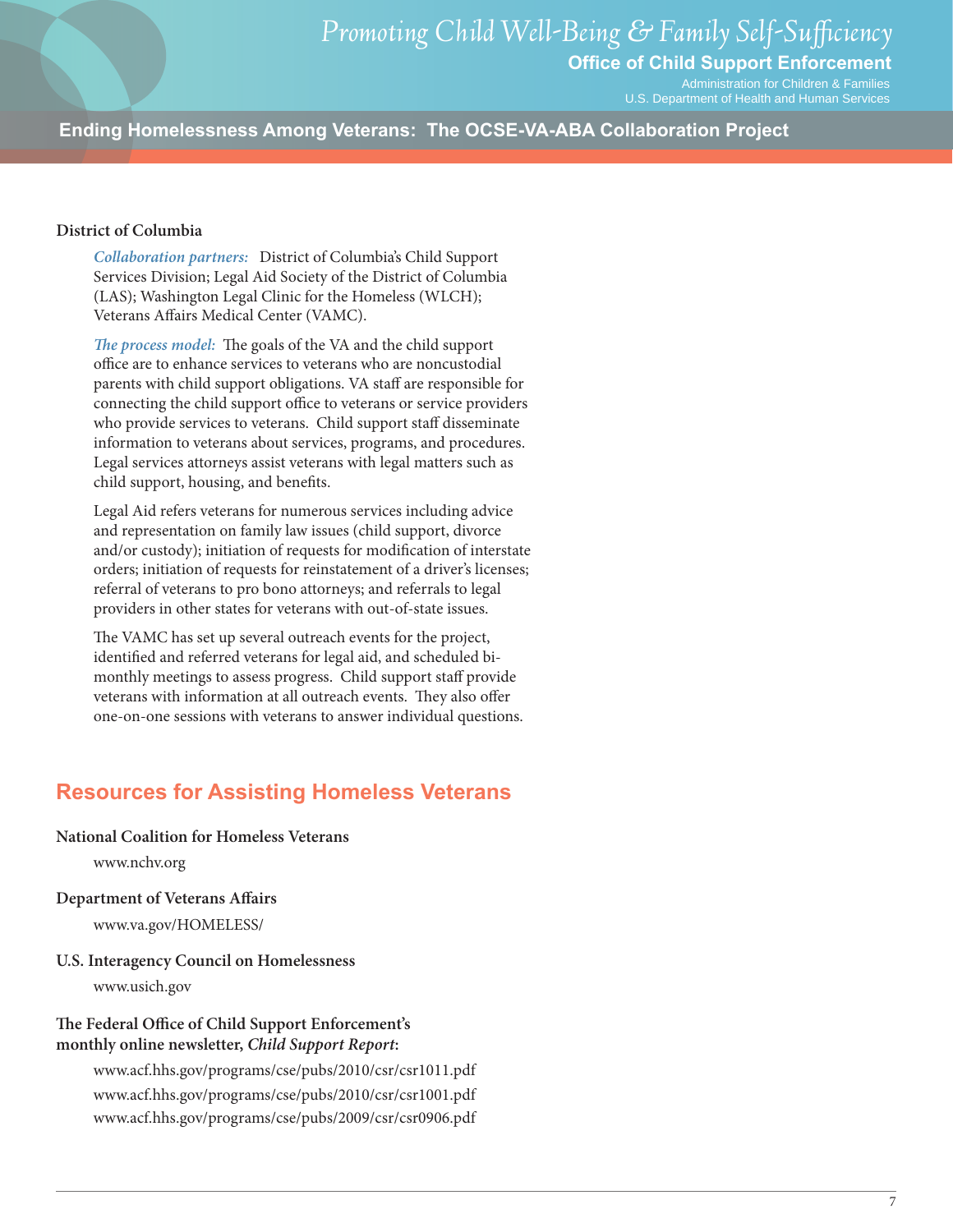### District of Columbia

*Collaboration partners:* District of Columbia's Child Support Services Division; Legal Aid Society of the District of Columbia (LAS); Washington Legal Clinic for the Homeless (WLCH); Veterans Affairs Medical Center (VAMC).

*The process model:* The goals of the VA and the child support office are to enhance services to veterans who are noncustodial parents with child support obligations. VA staff are responsible for connecting the child support office to veterans or service providers who provide services to veterans. Child support staff disseminate information to veterans about services, programs, and procedures. Legal services attorneys assist veterans with legal matters such as child support, housing, and benefits.

Legal Aid refers veterans for numerous services including advice and representation on family law issues (child support, divorce and/or custody); initiation of requests for modification of interstate orders; initiation of requests for reinstatement of a driver's licenses; referral of veterans to pro bono attorneys; and referrals to legal providers in other states for veterans with out-of-state issues.

The VAMC has set up several outreach events for the project, identified and referred veterans for legal aid, and scheduled bi-monthly meetings to assess progress. Child support staff provide veterans with information at all outreach events. They also offer one-on-one sessions with veterans to answer individual questions.

## Resources for Assisting Homeless Veterans

**National Coalition for Homeless Veterans**

www.nchv.org

**Department of Veterans Affairs**

www.va.gov/HOMELESS/

**U.S. Interagency Council on Homelessness**

www.usich.gov

**The Federal Office of Child Support Enforcement's monthly online newsletter, *Child Support Report*:**

www.acf.hhs.gov/programs/cse/pubs/2010/csr/csr1011.pdf
www.acf.hhs.gov/programs/cse/pubs/2010/csr/csr1001.pdf
www.acf.hhs.gov/programs/cse/pubs/2009/csr/csr0906.pdf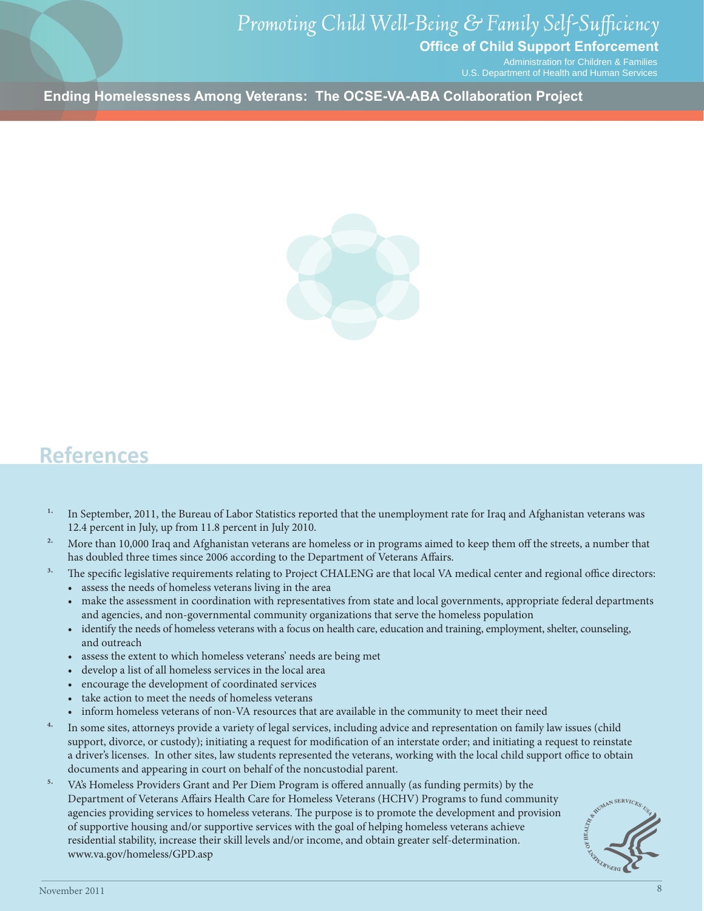## References

1. In September, 2011, the Bureau of Labor Statistics reported that the unemployment rate for Iraq and Afghanistan veterans was 12.4 percent in July, up from 11.8 percent in July 2010.
2. More than 10,000 Iraq and Afghanistan veterans are homeless or in programs aimed to keep them off the streets, a number that has doubled three times since 2006 according to the Department of Veterans Affairs.
3. The specific legislative requirements relating to Project CHALENG are that local VA medical center and regional office directors:
   - assess the needs of homeless veterans living in the area
   - make the assessment in coordination with representatives from state and local governments, appropriate federal departments and agencies, and non-governmental community organizations that serve the homeless population
   - identify the needs of homeless veterans with a focus on health care, education and training, employment, shelter, counseling, and outreach
   - assess the extent to which homeless veterans' needs are being met
   - develop a list of all homeless services in the local area
   - encourage the development of coordinated services
   - take action to meet the needs of homeless veterans
   - inform homeless veterans of non-VA resources that are available in the community to meet their need
4. In some sites, attorneys provide a variety of legal services, including advice and representation on family law issues (child support, divorce, or custody); initiating a request for modification of an interstate order; and initiating a request to reinstate a driver's licenses. In other sites, law students represented the veterans, working with the local child support office to obtain documents and appearing in court on behalf of the noncustodial parent.
5. VA's Homeless Providers Grant and Per Diem Program is offered annually (as funding permits) by the Department of Veterans Affairs Health Care for Homeless Veterans (HCHV) Programs to fund community agencies providing services to homeless veterans. The purpose is to promote the development and provision of supportive housing and/or supportive services with the goal of helping homeless veterans achieve residential stability, increase their skill levels and/or income, and obtain greater self-determination. www.va.gov/homeless/GPD.asp